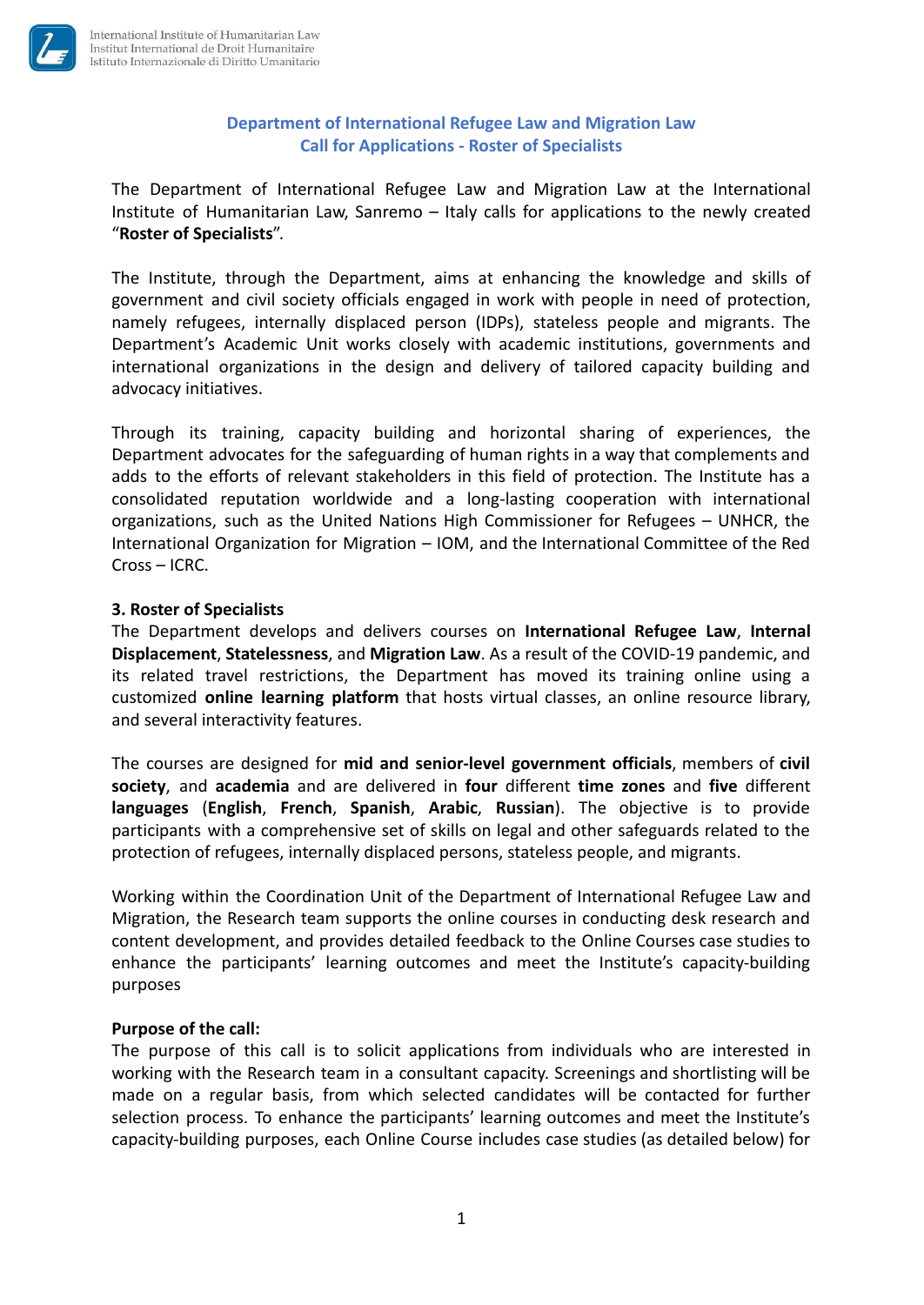International Institute of Humanitarian Law
Institut International de Droit Humanitaire
Istituto Internazionale di Diritto Umanitario

## Department of International Refugee Law and Migration Law
## Call for Applications - Roster of Specialists

The Department of International Refugee Law and Migration Law at the International Institute of Humanitarian Law, Sanremo – Italy calls for applications to the newly created "**Roster of Specialists**".

The Institute, through the Department, aims at enhancing the knowledge and skills of government and civil society officials engaged in work with people in need of protection, namely refugees, internally displaced person (IDPs), stateless people and migrants. The Department's Academic Unit works closely with academic institutions, governments and international organizations in the design and delivery of tailored capacity building and advocacy initiatives.

Through its training, capacity building and horizontal sharing of experiences, the Department advocates for the safeguarding of human rights in a way that complements and adds to the efforts of relevant stakeholders in this field of protection. The Institute has a consolidated reputation worldwide and a long-lasting cooperation with international organizations, such as the United Nations High Commissioner for Refugees – UNHCR, the International Organization for Migration – IOM, and the International Committee of the Red Cross – ICRC.

**3. Roster of Specialists**

The Department develops and delivers courses on **International Refugee Law**, **Internal Displacement**, **Statelessness**, and **Migration Law**. As a result of the COVID-19 pandemic, and its related travel restrictions, the Department has moved its training online using a customized **online learning platform** that hosts virtual classes, an online resource library, and several interactivity features.

The courses are designed for **mid and senior-level government officials**, members of **civil society**, and **academia** and are delivered in **four** different **time zones** and **five** different **languages** (**English**, **French**, **Spanish**, **Arabic**, **Russian**). The objective is to provide participants with a comprehensive set of skills on legal and other safeguards related to the protection of refugees, internally displaced persons, stateless people, and migrants.

Working within the Coordination Unit of the Department of International Refugee Law and Migration, the Research team supports the online courses in conducting desk research and content development, and provides detailed feedback to the Online Courses case studies to enhance the participants' learning outcomes and meet the Institute's capacity-building purposes

**Purpose of the call:**

The purpose of this call is to solicit applications from individuals who are interested in working with the Research team in a consultant capacity. Screenings and shortlisting will be made on a regular basis, from which selected candidates will be contacted for further selection process. To enhance the participants' learning outcomes and meet the Institute's capacity-building purposes, each Online Course includes case studies (as detailed below) for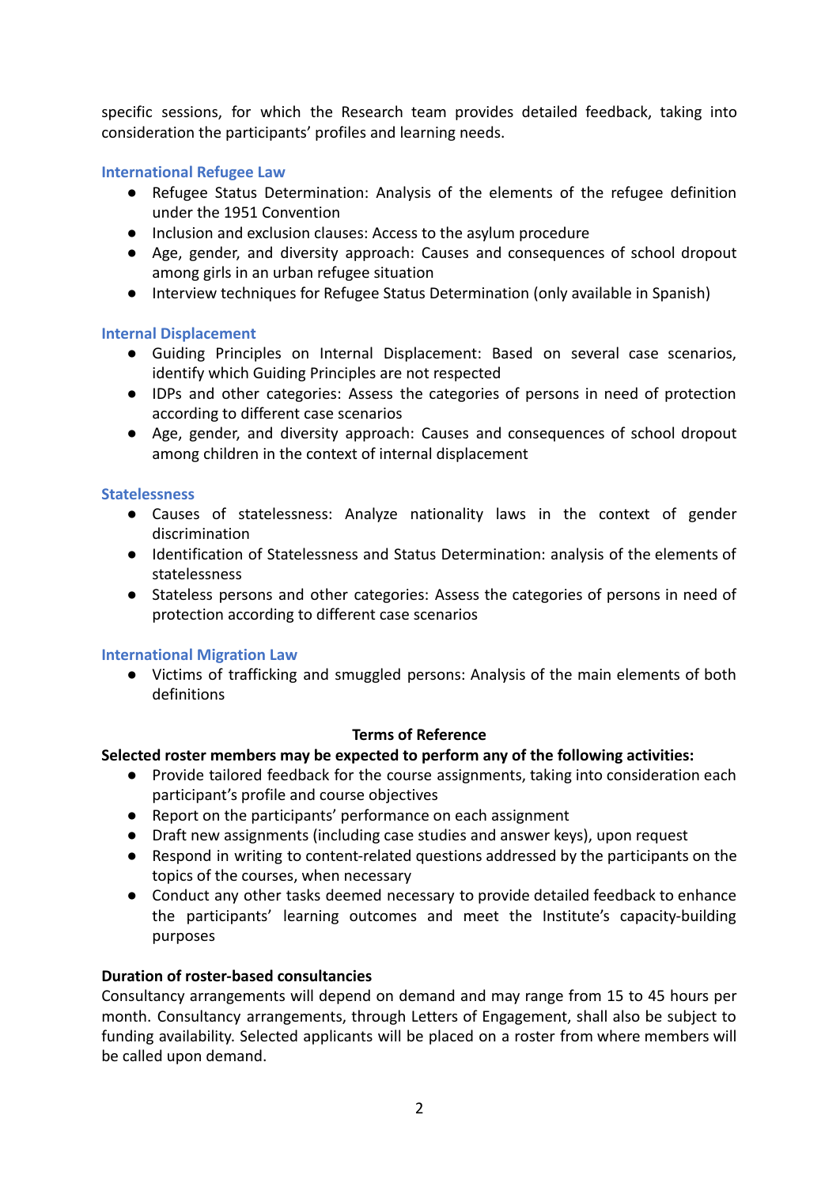specific sessions, for which the Research team provides detailed feedback, taking into consideration the participants' profiles and learning needs.

### International Refugee Law

- Refugee Status Determination: Analysis of the elements of the refugee definition under the 1951 Convention
- Inclusion and exclusion clauses: Access to the asylum procedure
- Age, gender, and diversity approach: Causes and consequences of school dropout among girls in an urban refugee situation
- Interview techniques for Refugee Status Determination (only available in Spanish)

### Internal Displacement

- Guiding Principles on Internal Displacement: Based on several case scenarios, identify which Guiding Principles are not respected
- IDPs and other categories: Assess the categories of persons in need of protection according to different case scenarios
- Age, gender, and diversity approach: Causes and consequences of school dropout among children in the context of internal displacement

### Statelessness

- Causes of statelessness: Analyze nationality laws in the context of gender discrimination
- Identification of Statelessness and Status Determination: analysis of the elements of statelessness
- Stateless persons and other categories: Assess the categories of persons in need of protection according to different case scenarios

### International Migration Law

- Victims of trafficking and smuggled persons: Analysis of the main elements of both definitions

## Terms of Reference

**Selected roster members may be expected to perform any of the following activities:**

- Provide tailored feedback for the course assignments, taking into consideration each participant's profile and course objectives
- Report on the participants' performance on each assignment
- Draft new assignments (including case studies and answer keys), upon request
- Respond in writing to content-related questions addressed by the participants on the topics of the courses, when necessary
- Conduct any other tasks deemed necessary to provide detailed feedback to enhance the participants' learning outcomes and meet the Institute's capacity-building purposes

**Duration of roster-based consultancies**

Consultancy arrangements will depend on demand and may range from 15 to 45 hours per month. Consultancy arrangements, through Letters of Engagement, shall also be subject to funding availability. Selected applicants will be placed on a roster from where members will be called upon demand.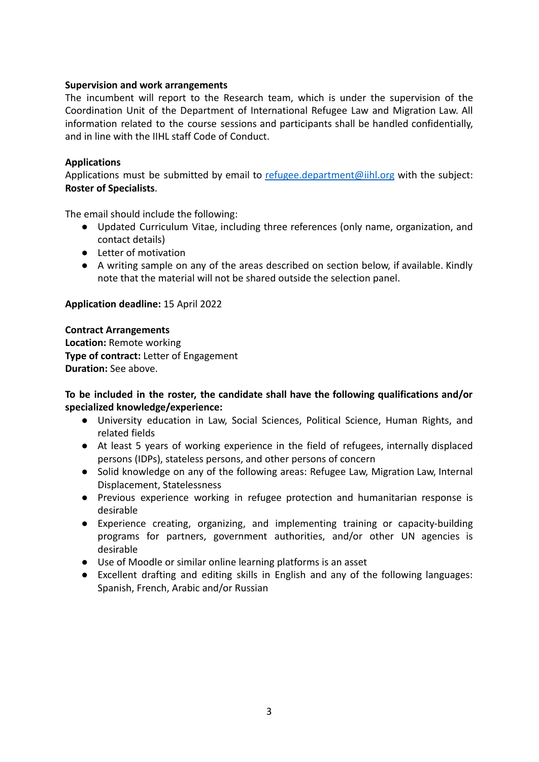**Supervision and work arrangements**
The incumbent will report to the Research team, which is under the supervision of the Coordination Unit of the Department of International Refugee Law and Migration Law. All information related to the course sessions and participants shall be handled confidentially, and in line with the IIHL staff Code of Conduct.

**Applications**
Applications must be submitted by email to refugee.department@iihl.org with the subject: **Roster of Specialists**.

The email should include the following:

- Updated Curriculum Vitae, including three references (only name, organization, and contact details)
- Letter of motivation
- A writing sample on any of the areas described on section below, if available. Kindly note that the material will not be shared outside the selection panel.

**Application deadline:** 15 April 2022

**Contract Arrangements**
**Location:** Remote working
**Type of contract:** Letter of Engagement
**Duration:** See above.

**To be included in the roster, the candidate shall have the following qualifications and/or specialized knowledge/experience:**

- University education in Law, Social Sciences, Political Science, Human Rights, and related fields
- At least 5 years of working experience in the field of refugees, internally displaced persons (IDPs), stateless persons, and other persons of concern
- Solid knowledge on any of the following areas: Refugee Law, Migration Law, Internal Displacement, Statelessness
- Previous experience working in refugee protection and humanitarian response is desirable
- Experience creating, organizing, and implementing training or capacity-building programs for partners, government authorities, and/or other UN agencies is desirable
- Use of Moodle or similar online learning platforms is an asset
- Excellent drafting and editing skills in English and any of the following languages: Spanish, French, Arabic and/or Russian